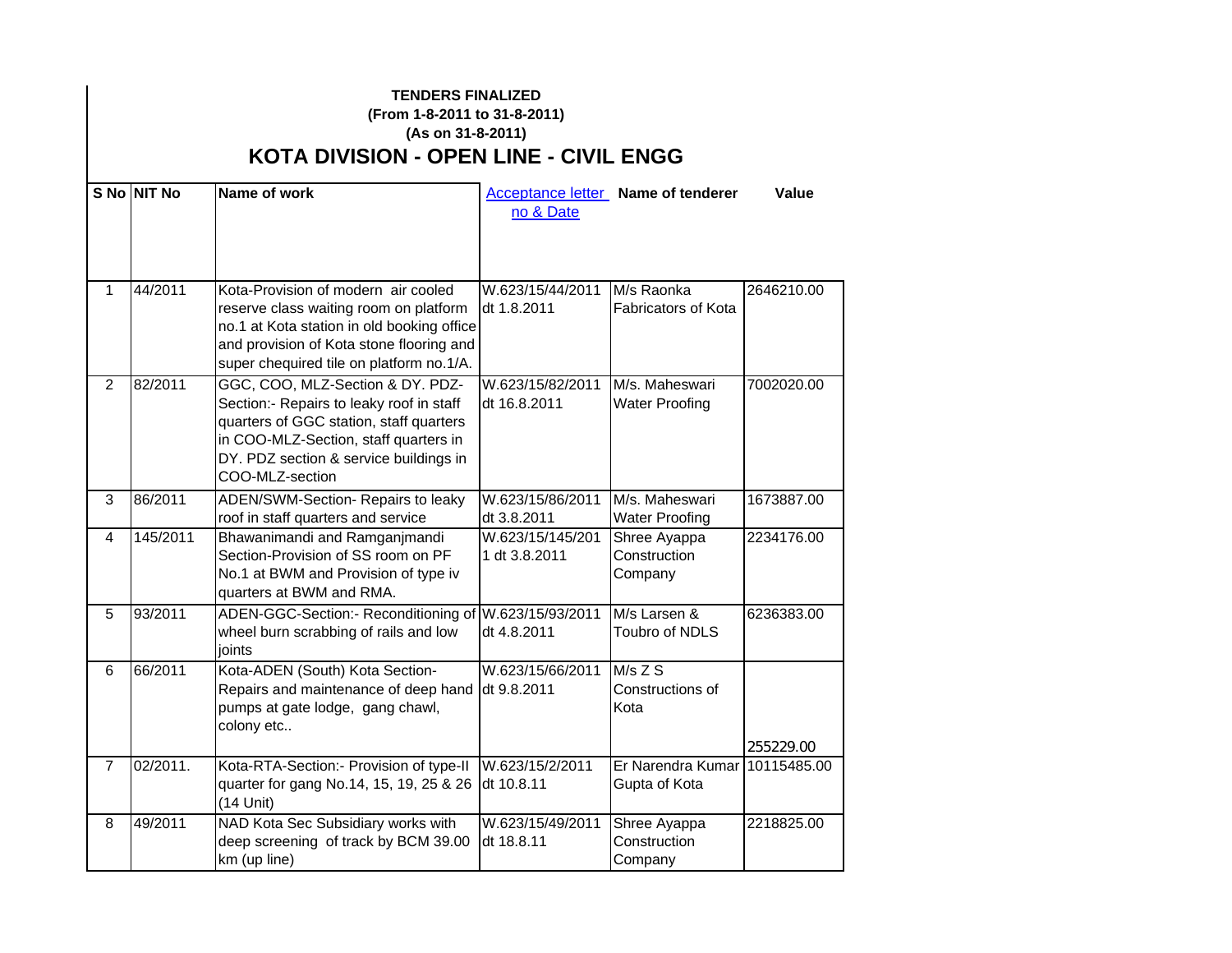**TENDERS FINALIZED**

**(From 1-8-2011 to 31-8-2011)**

**(As on 31-8-2011)**

## KOTA DIVISION - OPEN LINE - CIVIL ENGG

| S No | NIT No | Name of work | Acceptance letter no & Date | Name of tenderer | Value |
|---|---|---|---|---|---|
| 1 | 44/2011 | Kota-Provision of modern air cooled reserve class waiting room on platform no.1 at Kota station in old booking office and provision of Kota stone flooring and super chequired tile on platform no.1/A. | W.623/15/44/2011 dt 1.8.2011 | M/s Raonka Fabricators of Kota | 2646210.00 |
| 2 | 82/2011 | GGC, COO, MLZ-Section & DY. PDZ-Section:- Repairs to leaky roof in staff quarters of GGC station, staff quarters in COO-MLZ-Section, staff quarters in DY. PDZ section & service buildings in COO-MLZ-section | W.623/15/82/2011 dt 16.8.2011 | M/s. Maheswari Water Proofing | 7002020.00 |
| 3 | 86/2011 | ADEN/SWM-Section- Repairs to leaky roof in staff quarters and service | W.623/15/86/2011 dt 3.8.2011 | M/s. Maheswari Water Proofing | 1673887.00 |
| 4 | 145/2011 | Bhawanimandi and Ramganjmandi Section-Provision of SS room on PF No.1 at BWM and Provision of type iv quarters at BWM and RMA. | W.623/15/145/2011 dt 3.8.2011 | Shree Ayappa Construction Company | 2234176.00 |
| 5 | 93/2011 | ADEN-GGC-Section:- Reconditioning of wheel burn scrabbing of rails and low joints | W.623/15/93/2011 dt 4.8.2011 | M/s Larsen & Toubro of NDLS | 6236383.00 |
| 6 | 66/2011 | Kota-ADEN (South) Kota Section-Repairs and maintenance of deep hand pumps at gate lodge, gang chawl, colony etc.. | W.623/15/66/2011 dt 9.8.2011 | M/s Z S Constructions of Kota | 255229.00 |
| 7 | 02/2011. | Kota-RTA-Section:- Provision of type-II quarter for gang No.14, 15, 19, 25 & 26 (14 Unit) | W.623/15/2/2011 dt 10.8.11 | Er Narendra Kumar Gupta of Kota | 10115485.00 |
| 8 | 49/2011 | NAD Kota Sec Subsidiary works with deep screening of track by BCM 39.00 km (up line) | W.623/15/49/2011 dt 18.8.11 | Shree Ayappa Construction Company | 2218825.00 |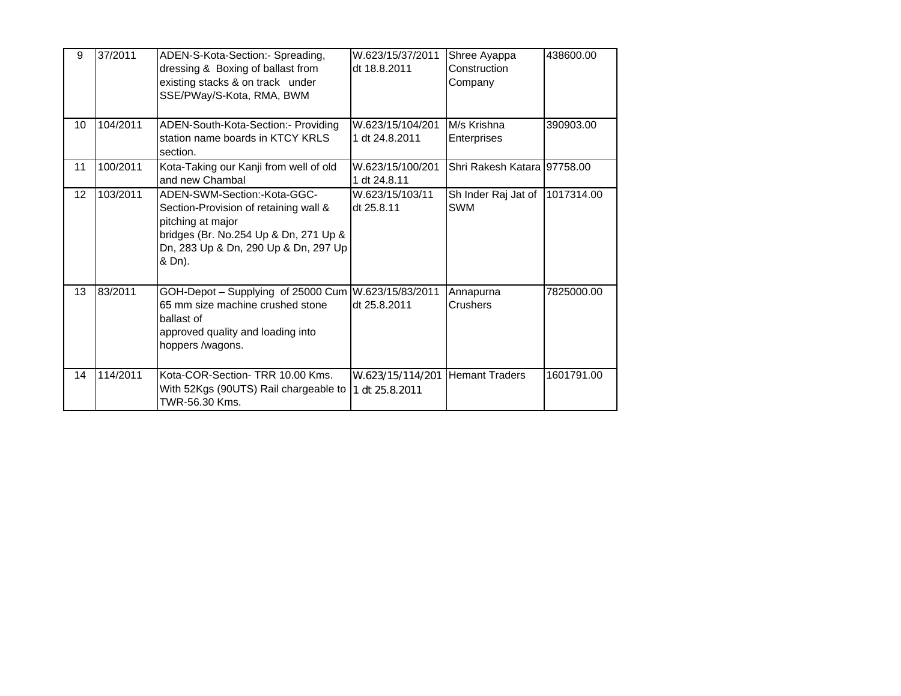| | | | | | |
|---|---|---|---|---|---|
| 9 | 37/2011 | ADEN-S-Kota-Section:- Spreading, dressing & Boxing of ballast from existing stacks & on track under SSE/PWay/S-Kota, RMA, BWM | W.623/15/37/2011 dt 18.8.2011 | Shree Ayappa Construction Company | 438600.00 |
| 10 | 104/2011 | ADEN-South-Kota-Section:- Providing station name boards in KTCY KRLS section. | W.623/15/104/2011 dt 24.8.2011 | M/s Krishna Enterprises | 390903.00 |
| 11 | 100/2011 | Kota-Taking our Kanji from well of old and new Chambal | W.623/15/100/2011 dt 24.8.11 | Shri Rakesh Katara | 97758.00 |
| 12 | 103/2011 | ADEN-SWM-Section:-Kota-GGC-Section-Provision of retaining wall & pitching at major bridges (Br. No.254 Up & Dn, 271 Up & Dn, 283 Up & Dn, 290 Up & Dn, 297 Up & Dn). | W.623/15/103/11 dt 25.8.11 | Sh Inder Raj Jat of SWM | 1017314.00 |
| 13 | 83/2011 | GOH-Depot – Supplying of 25000 Cum 65 mm size machine crushed stone ballast of approved quality and loading into hoppers /wagons. | W.623/15/83/2011 dt 25.8.2011 | Annapurna Crushers | 7825000.00 |
| 14 | 114/2011 | Kota-COR-Section- TRR 10.00 Kms. With 52Kgs (90UTS) Rail chargeable to TWR-56.30 Kms. | W.623/15/114/2011 dt 25.8.2011 | Hemant Traders | 1601791.00 |